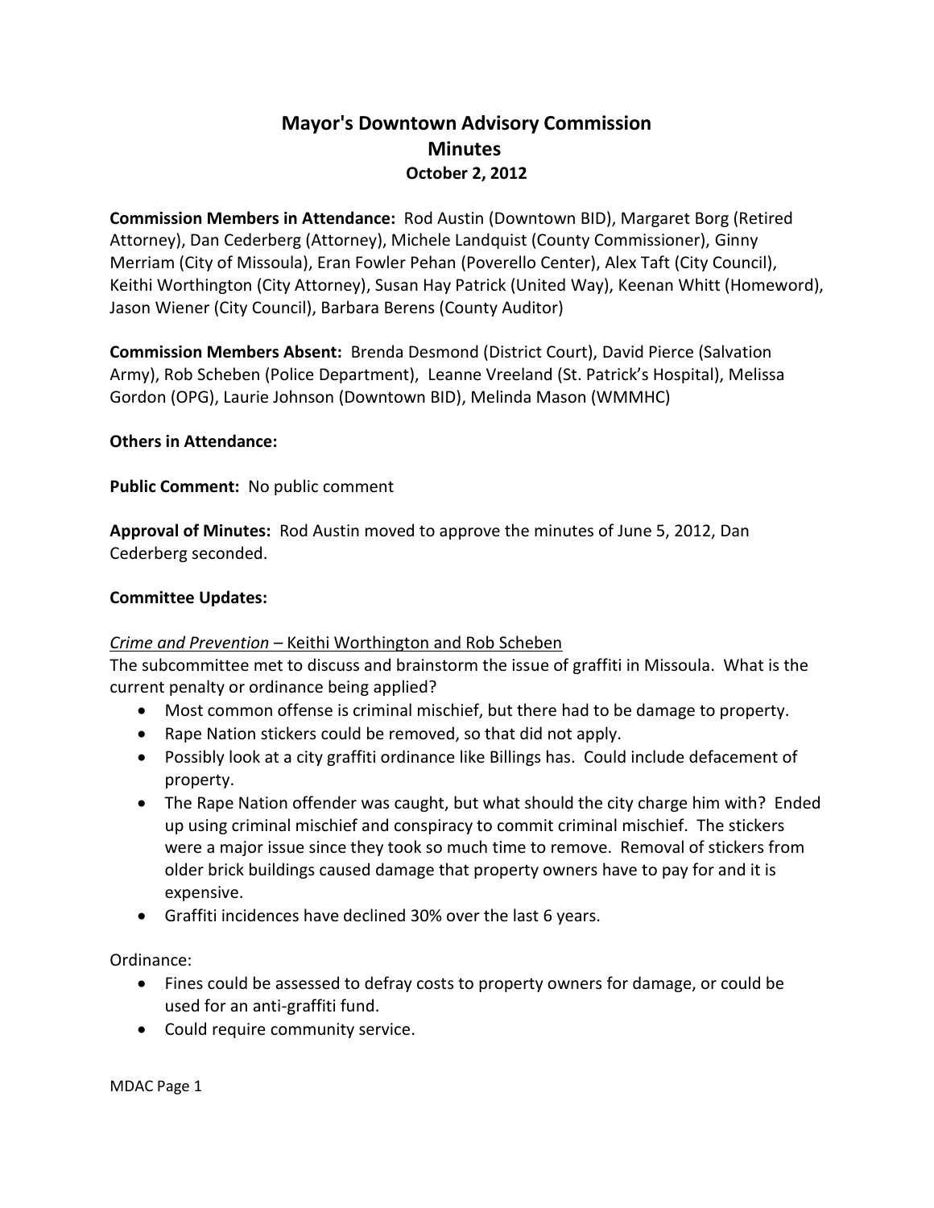# Mayor's Downtown Advisory Commission
## Minutes
### October 2, 2012

**Commission Members in Attendance:** Rod Austin (Downtown BID), Margaret Borg (Retired Attorney), Dan Cederberg (Attorney), Michele Landquist (County Commissioner), Ginny Merriam (City of Missoula), Eran Fowler Pehan (Poverello Center), Alex Taft (City Council), Keithi Worthington (City Attorney), Susan Hay Patrick (United Way), Keenan Whitt (Homeword), Jason Wiener (City Council), Barbara Berens (County Auditor)

**Commission Members Absent:** Brenda Desmond (District Court), David Pierce (Salvation Army), Rob Scheben (Police Department), Leanne Vreeland (St. Patrick's Hospital), Melissa Gordon (OPG), Laurie Johnson (Downtown BID), Melinda Mason (WMMHC)

**Others in Attendance:**

**Public Comment:** No public comment

**Approval of Minutes:** Rod Austin moved to approve the minutes of June 5, 2012, Dan Cederberg seconded.

**Committee Updates:**

*Crime and Prevention* – Keithi Worthington and Rob Scheben

The subcommittee met to discuss and brainstorm the issue of graffiti in Missoula. What is the current penalty or ordinance being applied?

- Most common offense is criminal mischief, but there had to be damage to property.
- Rape Nation stickers could be removed, so that did not apply.
- Possibly look at a city graffiti ordinance like Billings has. Could include defacement of property.
- The Rape Nation offender was caught, but what should the city charge him with? Ended up using criminal mischief and conspiracy to commit criminal mischief. The stickers were a major issue since they took so much time to remove. Removal of stickers from older brick buildings caused damage that property owners have to pay for and it is expensive.
- Graffiti incidences have declined 30% over the last 6 years.

Ordinance:

- Fines could be assessed to defray costs to property owners for damage, or could be used for an anti-graffiti fund.
- Could require community service.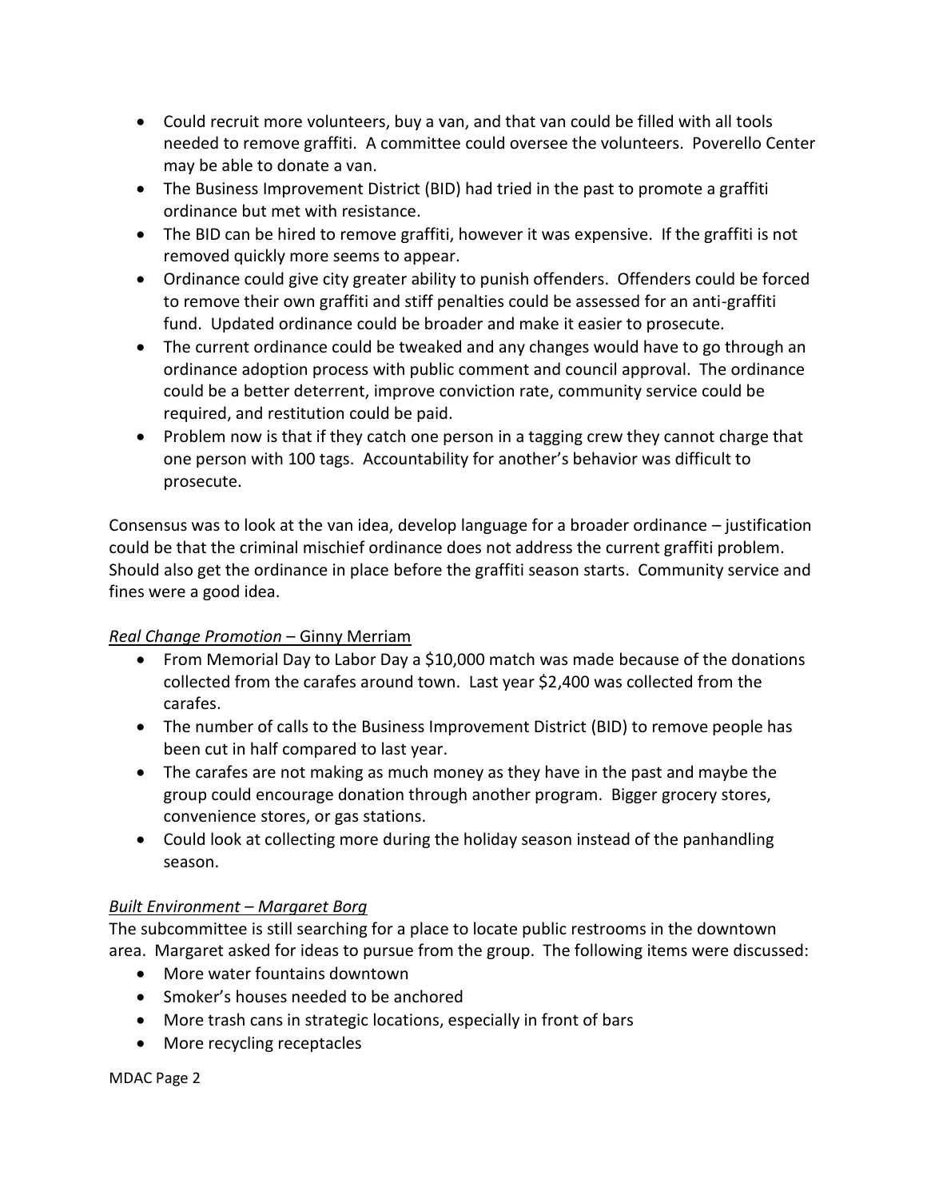- Could recruit more volunteers, buy a van, and that van could be filled with all tools needed to remove graffiti. A committee could oversee the volunteers. Poverello Center may be able to donate a van.
- The Business Improvement District (BID) had tried in the past to promote a graffiti ordinance but met with resistance.
- The BID can be hired to remove graffiti, however it was expensive. If the graffiti is not removed quickly more seems to appear.
- Ordinance could give city greater ability to punish offenders. Offenders could be forced to remove their own graffiti and stiff penalties could be assessed for an anti-graffiti fund. Updated ordinance could be broader and make it easier to prosecute.
- The current ordinance could be tweaked and any changes would have to go through an ordinance adoption process with public comment and council approval. The ordinance could be a better deterrent, improve conviction rate, community service could be required, and restitution could be paid.
- Problem now is that if they catch one person in a tagging crew they cannot charge that one person with 100 tags. Accountability for another's behavior was difficult to prosecute.

Consensus was to look at the van idea, develop language for a broader ordinance – justification could be that the criminal mischief ordinance does not address the current graffiti problem. Should also get the ordinance in place before the graffiti season starts. Community service and fines were a good idea.

*Real Change Promotion* – Ginny Merriam

- From Memorial Day to Labor Day a $10,000 match was made because of the donations collected from the carafes around town. Last year $2,400 was collected from the carafes.
- The number of calls to the Business Improvement District (BID) to remove people has been cut in half compared to last year.
- The carafes are not making as much money as they have in the past and maybe the group could encourage donation through another program. Bigger grocery stores, convenience stores, or gas stations.
- Could look at collecting more during the holiday season instead of the panhandling season.

*Built Environment – Margaret Borg*

The subcommittee is still searching for a place to locate public restrooms in the downtown area. Margaret asked for ideas to pursue from the group. The following items were discussed:

- More water fountains downtown
- Smoker's houses needed to be anchored
- More trash cans in strategic locations, especially in front of bars
- More recycling receptacles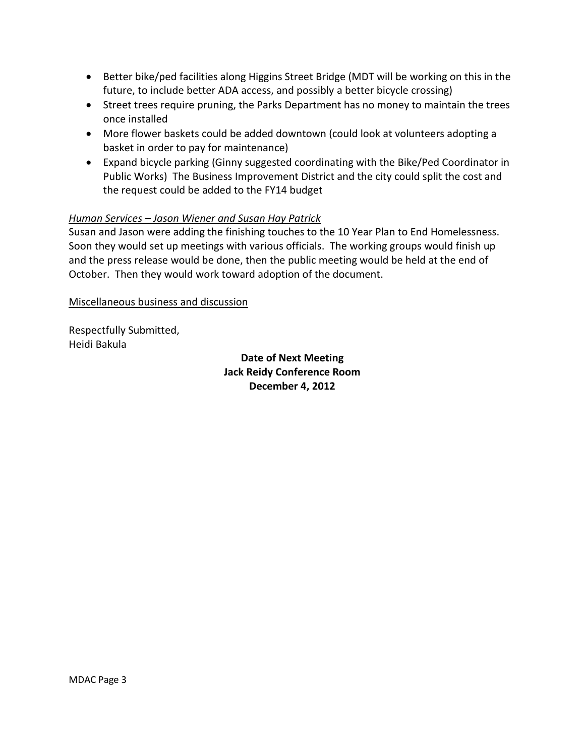- Better bike/ped facilities along Higgins Street Bridge (MDT will be working on this in the future, to include better ADA access, and possibly a better bicycle crossing)
- Street trees require pruning, the Parks Department has no money to maintain the trees once installed
- More flower baskets could be added downtown (could look at volunteers adopting a basket in order to pay for maintenance)
- Expand bicycle parking (Ginny suggested coordinating with the Bike/Ped Coordinator in Public Works) The Business Improvement District and the city could split the cost and the request could be added to the FY14 budget

*Human Services – Jason Wiener and Susan Hay Patrick*

Susan and Jason were adding the finishing touches to the 10 Year Plan to End Homelessness. Soon they would set up meetings with various officials. The working groups would finish up and the press release would be done, then the public meeting would be held at the end of October. Then they would work toward adoption of the document.

Miscellaneous business and discussion

Respectfully Submitted,
Heidi Bakula

**Date of Next Meeting**
**Jack Reidy Conference Room**
**December 4, 2012**